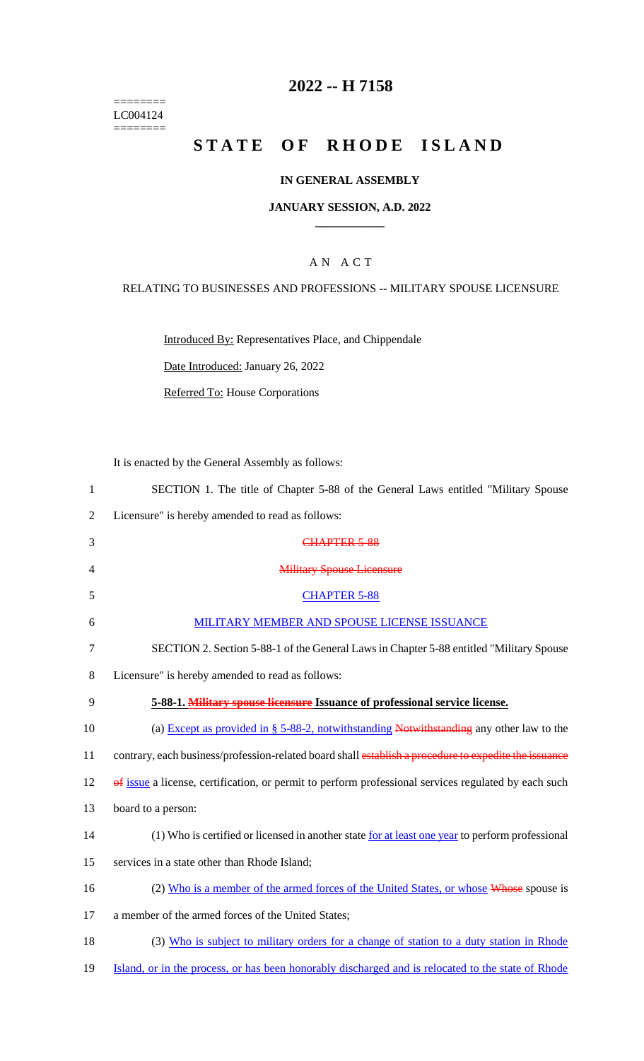========
LC004124
========

# 2022 -- H 7158

# STATE OF RHODE ISLAND

## IN GENERAL ASSEMBLY

### JANUARY SESSION, A.D. 2022

---

## A N A C T

### RELATING TO BUSINESSES AND PROFESSIONS -- MILITARY SPOUSE LICENSURE

Introduced By: Representatives Place, and Chippendale

Date Introduced: January 26, 2022

Referred To: House Corporations

It is enacted by the General Assembly as follows:

1 SECTION 1. The title of Chapter 5-88 of the General Laws entitled "Military Spouse
2 Licensure" is hereby amended to read as follows:

3 ~~CHAPTER 5-88~~

4 ~~Military Spouse Licensure~~

5 CHAPTER 5-88

6 MILITARY MEMBER AND SPOUSE LICENSE ISSUANCE

7 SECTION 2. Section 5-88-1 of the General Laws in Chapter 5-88 entitled "Military Spouse
8 Licensure" is hereby amended to read as follows:

9 **5-88-1. ~~Military spouse licensure~~ Issuance of professional service license.**

10 (a) Except as provided in § 5-88-2, notwithstanding ~~Notwithstanding~~ any other law to the
11 contrary, each business/profession-related board shall ~~establish a procedure to expedite the issuance~~
12 ~~of~~ issue a license, certification, or permit to perform professional services regulated by each such
13 board to a person:

14 (1) Who is certified or licensed in another state for at least one year to perform professional
15 services in a state other than Rhode Island;

16 (2) Who is a member of the armed forces of the United States, or whose ~~Whose~~ spouse is
17 a member of the armed forces of the United States;

18 (3) Who is subject to military orders for a change of station to a duty station in Rhode
19 Island, or in the process, or has been honorably discharged and is relocated to the state of Rhode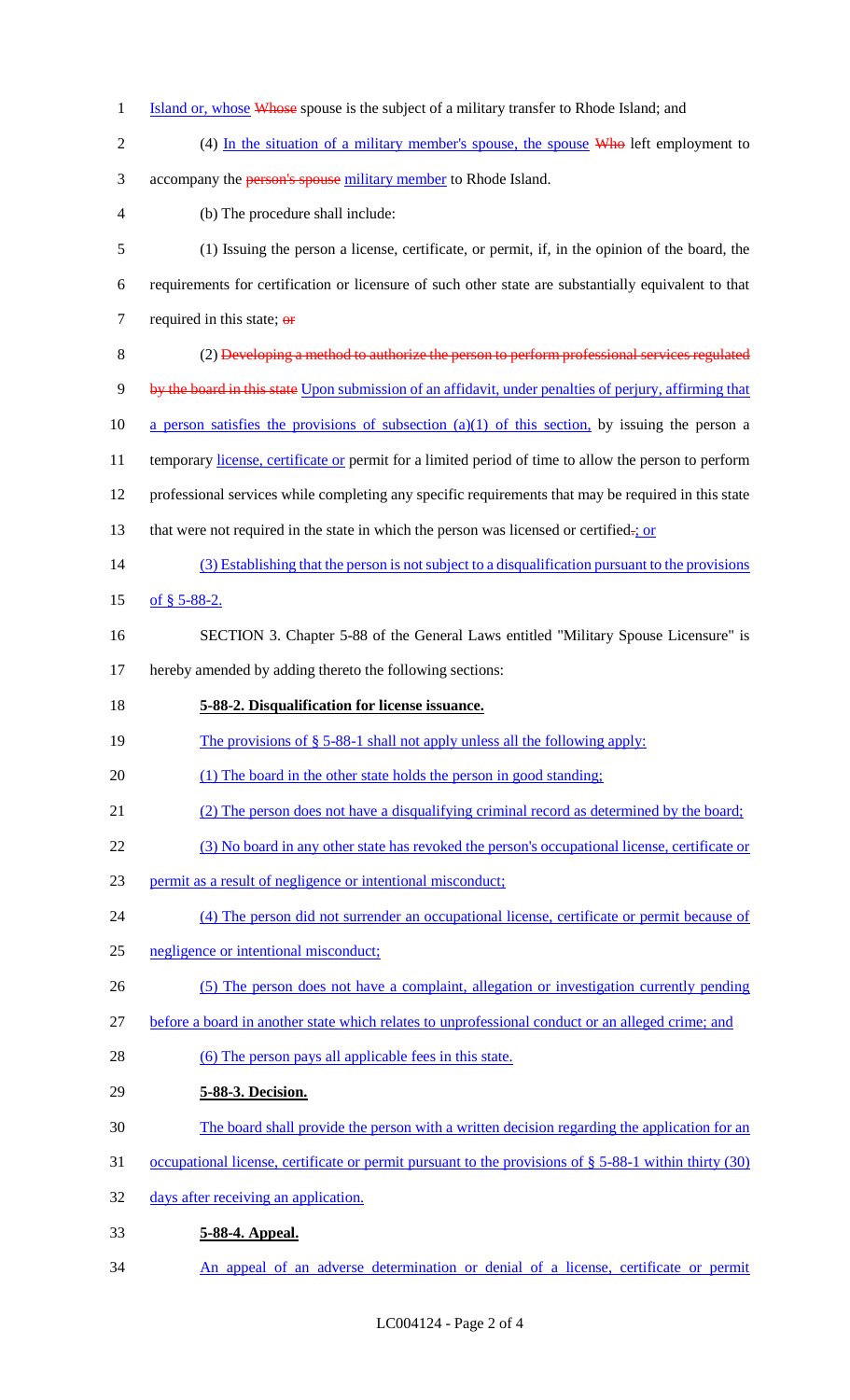Island or, whose ~~Whose~~ spouse is the subject of a military transfer to Rhode Island; and

(4) In the situation of a military member's spouse, the spouse ~~Who~~ left employment to accompany the ~~person's spouse~~ military member to Rhode Island.

(b) The procedure shall include:

(1) Issuing the person a license, certificate, or permit, if, in the opinion of the board, the requirements for certification or licensure of such other state are substantially equivalent to that required in this state; ~~or~~

(2) ~~Developing a method to authorize the person to perform professional services regulated by the board in this state~~ Upon submission of an affidavit, under penalties of perjury, affirming that a person satisfies the provisions of subsection (a)(1) of this section, by issuing the person a temporary license, certificate or permit for a limited period of time to allow the person to perform professional services while completing any specific requirements that may be required in this state that were not required in the state in which the person was licensed or certified~~.~~; or

(3) Establishing that the person is not subject to a disqualification pursuant to the provisions of § 5-88-2.

SECTION 3. Chapter 5-88 of the General Laws entitled "Military Spouse Licensure" is hereby amended by adding thereto the following sections:

**5-88-2. Disqualification for license issuance.**

The provisions of § 5-88-1 shall not apply unless all the following apply:

(1) The board in the other state holds the person in good standing;

(2) The person does not have a disqualifying criminal record as determined by the board;

(3) No board in any other state has revoked the person's occupational license, certificate or permit as a result of negligence or intentional misconduct;

(4) The person did not surrender an occupational license, certificate or permit because of negligence or intentional misconduct;

(5) The person does not have a complaint, allegation or investigation currently pending before a board in another state which relates to unprofessional conduct or an alleged crime; and

(6) The person pays all applicable fees in this state.

**5-88-3. Decision.**

The board shall provide the person with a written decision regarding the application for an occupational license, certificate or permit pursuant to the provisions of § 5-88-1 within thirty (30) days after receiving an application.

**5-88-4. Appeal.**

An appeal of an adverse determination or denial of a license, certificate or permit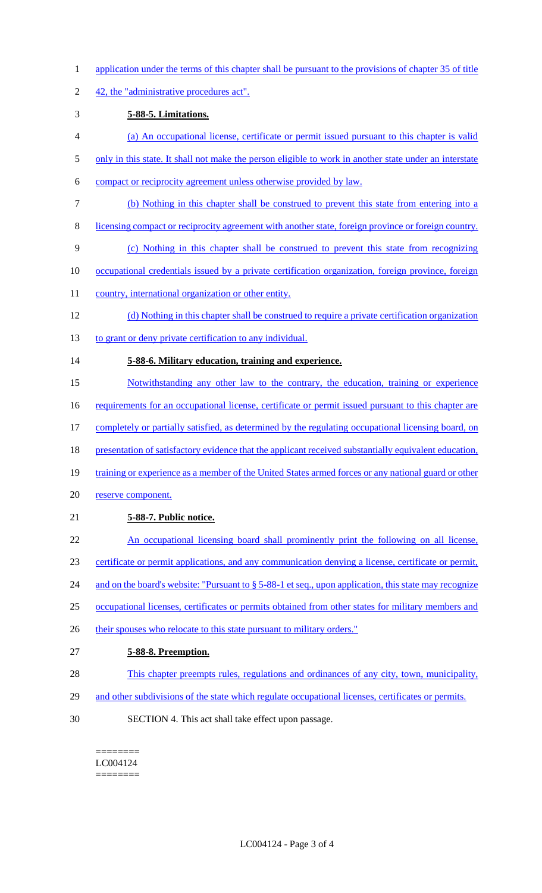application under the terms of this chapter shall be pursuant to the provisions of chapter 35 of title 42, the "administrative procedures act".

**5-88-5. Limitations.**

(a) An occupational license, certificate or permit issued pursuant to this chapter is valid only in this state. It shall not make the person eligible to work in another state under an interstate compact or reciprocity agreement unless otherwise provided by law.

(b) Nothing in this chapter shall be construed to prevent this state from entering into a licensing compact or reciprocity agreement with another state, foreign province or foreign country.

(c) Nothing in this chapter shall be construed to prevent this state from recognizing occupational credentials issued by a private certification organization, foreign province, foreign country, international organization or other entity.

(d) Nothing in this chapter shall be construed to require a private certification organization to grant or deny private certification to any individual.

**5-88-6. Military education, training and experience.**

Notwithstanding any other law to the contrary, the education, training or experience requirements for an occupational license, certificate or permit issued pursuant to this chapter are completely or partially satisfied, as determined by the regulating occupational licensing board, on presentation of satisfactory evidence that the applicant received substantially equivalent education, training or experience as a member of the United States armed forces or any national guard or other reserve component.

**5-88-7. Public notice.**

An occupational licensing board shall prominently print the following on all license, certificate or permit applications, and any communication denying a license, certificate or permit, and on the board's website: "Pursuant to § 5-88-1 et seq., upon application, this state may recognize occupational licenses, certificates or permits obtained from other states for military members and their spouses who relocate to this state pursuant to military orders."

**5-88-8. Preemption.**

This chapter preempts rules, regulations and ordinances of any city, town, municipality, and other subdivisions of the state which regulate occupational licenses, certificates or permits.

SECTION 4. This act shall take effect upon passage.

========
LC004124
========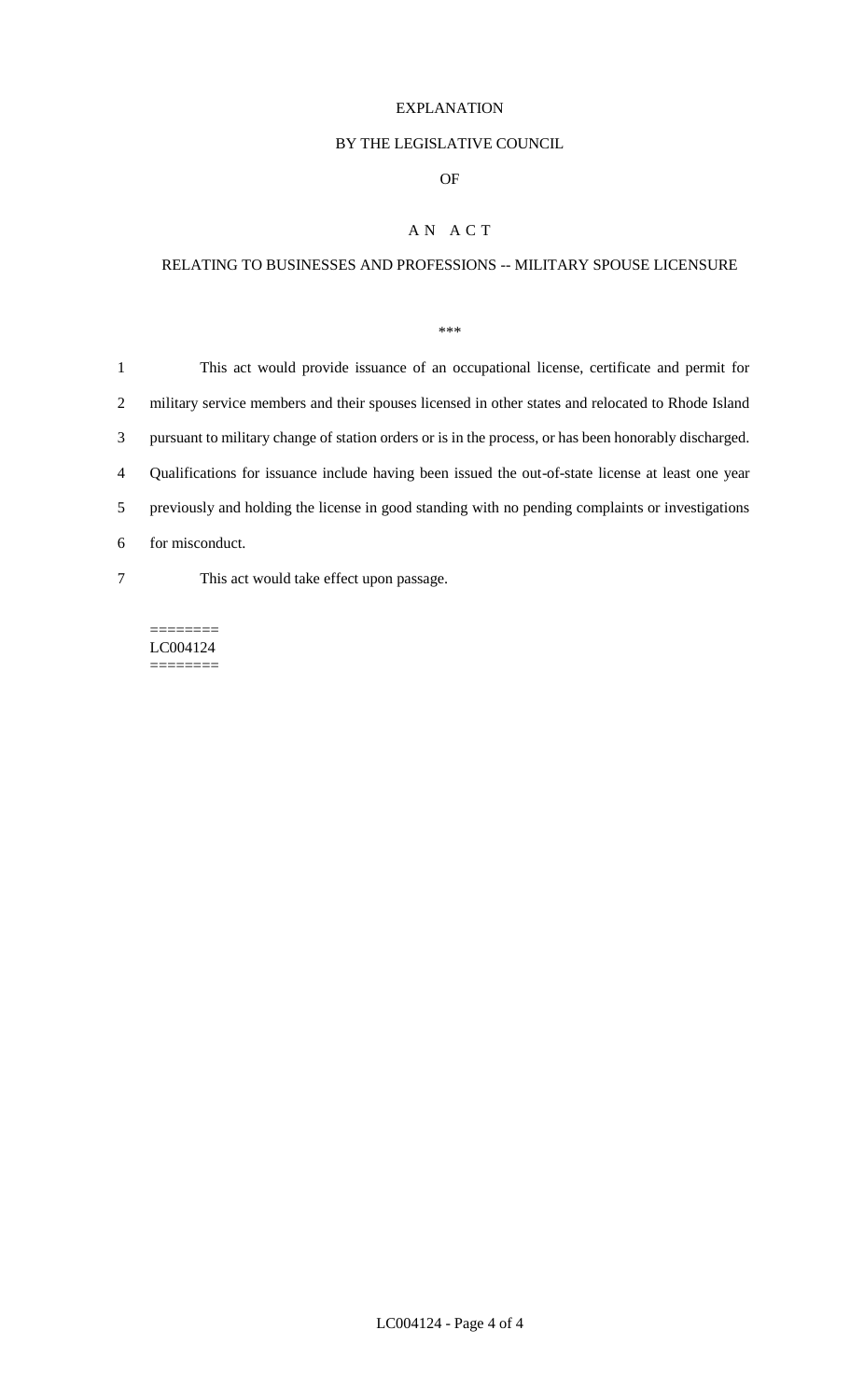EXPLANATION

BY THE LEGISLATIVE COUNCIL

OF

A N A C T

RELATING TO BUSINESSES AND PROFESSIONS -- MILITARY SPOUSE LICENSURE

\*\*\*

This act would provide issuance of an occupational license, certificate and permit for military service members and their spouses licensed in other states and relocated to Rhode Island pursuant to military change of station orders or is in the process, or has been honorably discharged. Qualifications for issuance include having been issued the out-of-state license at least one year previously and holding the license in good standing with no pending complaints or investigations for misconduct.

This act would take effect upon passage.

========
LC004124
========